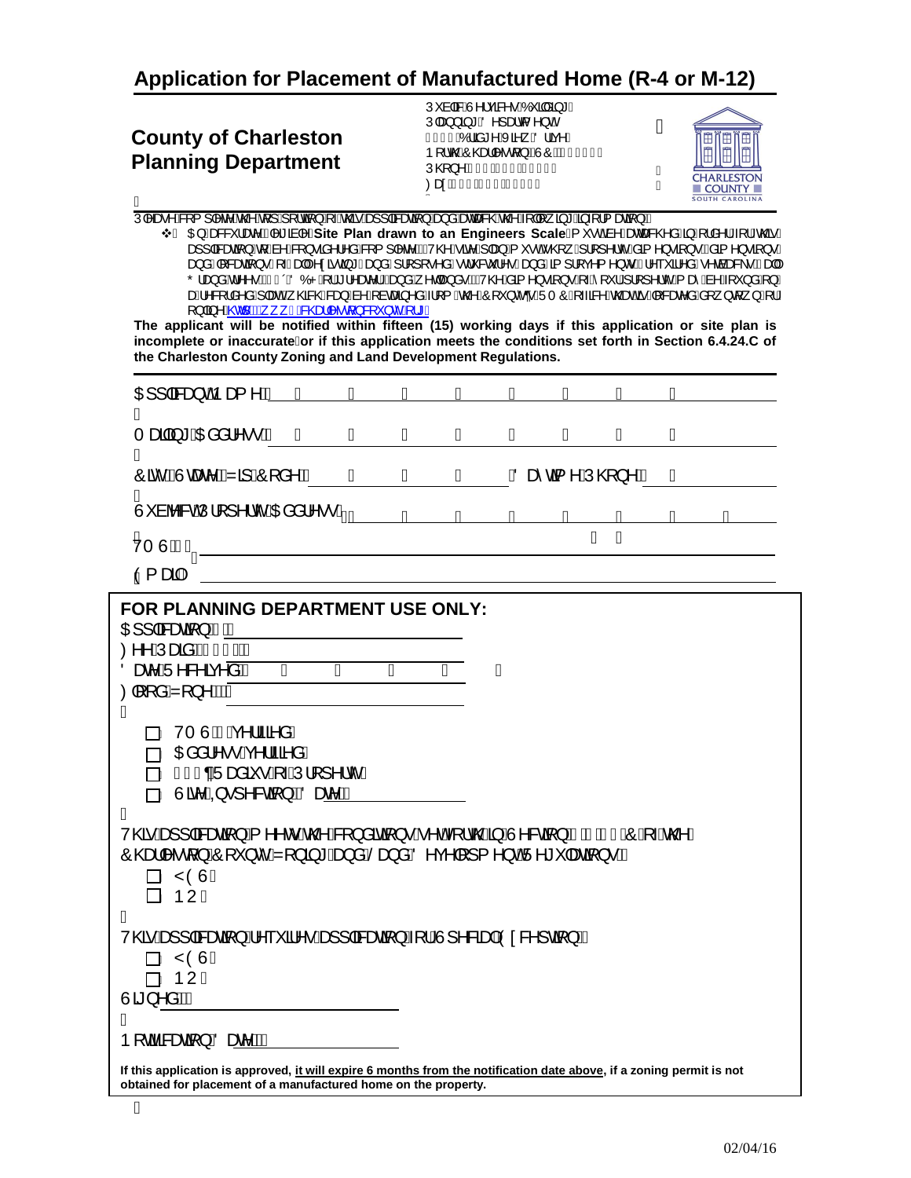# Application for Placement of Manufactured Home (R-4 or M-12)

## County of Charleston Planning Department

Public Services Building
Planning Department
4045 Bridge View Drive
North Charleston, SC
Phone:
Fax:

Please complete the top portion of this application and attach the following information:

- An accurate, legible **Site Plan drawn to an Engineers Scale** must be attached in order for this application to be considered complete. The site plan must show property dimensions, dimensions and locations of all existing and proposed structures and improvements, required setbacks, all Grand Trees (24" DBH or greater), and wetlands. The dimensions of your property may be found on a recorded plat, which can be obtained from the County's RMC office that is located downtown, or online: http://www.charlestoncounty.org

**The applicant will be notified within fifteen (15) working days if this application or site plan is incomplete or inaccurate, or if this application meets the conditions set forth in Section 6.4.24.C of the Charleston County Zoning and Land Development Regulations.**

Applicant Name: ______________________________

Mailing Address: ______________________________

City, State, Zip Code: ______________ Daytime Phone: ______________

Subject Property Address: ______________________________

TMS #: ______________________________

E-mail: ______________________________

**FOR PLANNING DEPARTMENT USE ONLY:**

Application #: ______________

Fee Paid: $ ______________

Date Received: ______________

Flood Zone: ______________

- ☐ TMS # verified
- ☐ Address verified
- ☐ 300' Radius of Property
- ☐ Site Inspection Date: ______________

This application meets the conditions set forth in Section 6.4.24.C of the Charleston County Zoning and Land Development Regulations:

- ☐ YES
- ☐ NO

This application requires application for Special Exception:

- ☐ YES
- ☐ NO

Signed: ______________________________

Notification Date: ______________

**If this application is approved, it will expire 6 months from the notification date above, if a zoning permit is not obtained for placement of a manufactured home on the property.**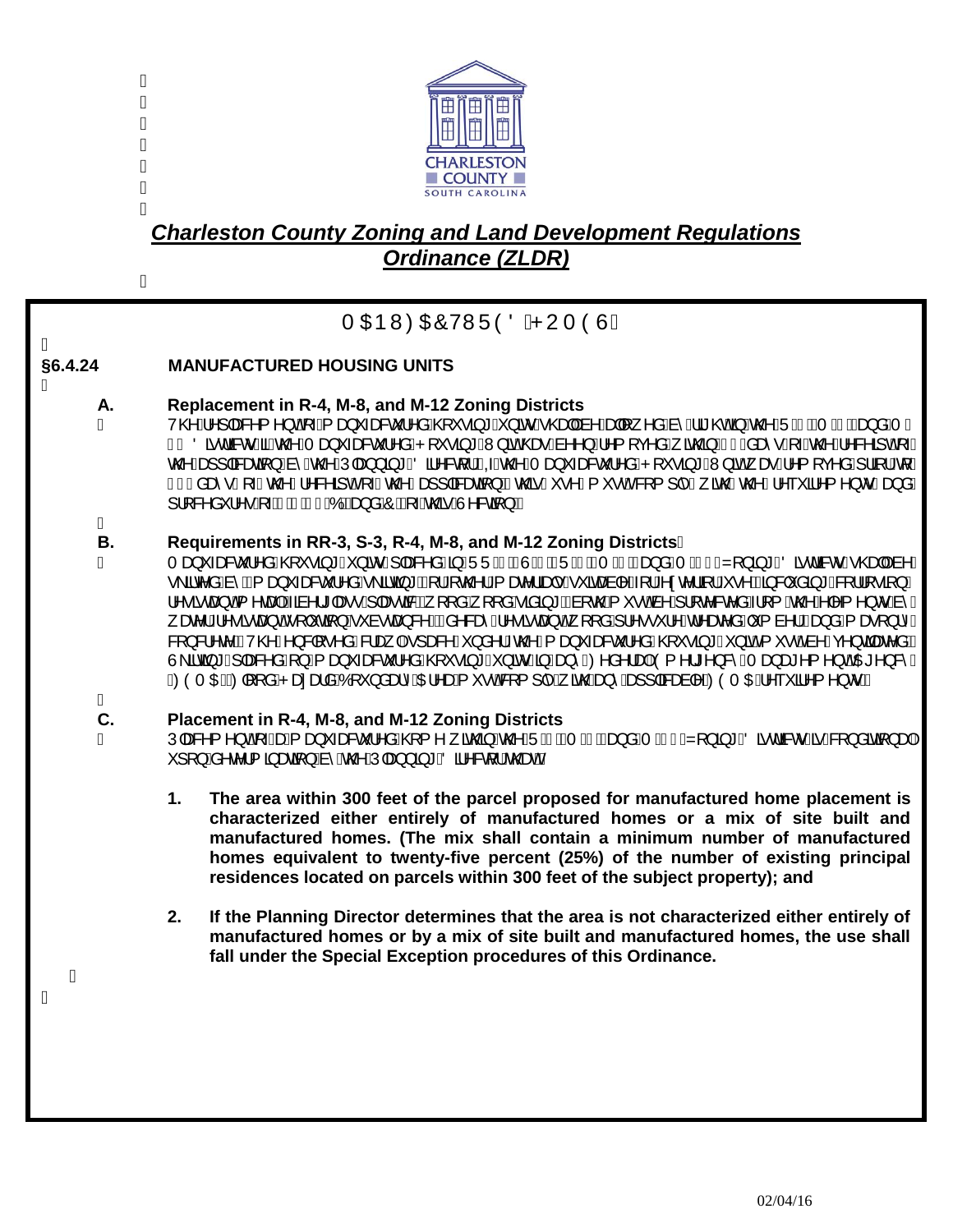# *Charleston County Zoning and Land Development Regulations Ordinance (ZLDR)*

## MANUFACTURED HOMES

### §6.4.24 MANUFACTURED HOUSING UNITS

**A. Replacement in R-4, M-8, and M-12 Zoning Districts**

The replacement of manufactured housing units shall be allowed by right in the R-4, M-8, and M-12 Zoning Districts if the Manufactured Housing Unit has been removed within 180 days of the receipt of the application by the Planning Director. If the Manufactured Housing Unit was removed prior to 180 days of the receipt of the application, this use must comply with the requirements and procedures of Sec. 6.4.24.B and C of this Section.

**B. Requirements in RR-3, S-3, R-4, M-8, and M-12 Zoning Districts**

Manufactured housing units placed in RR-3, S-3, R-4, M-8, and M-12 Zoning Districts shall be skirted by manufactured skirting or other material visually suitable for exterior use including corrosion resistant metal, fiberglass, plastic, wood, wood siding (both must be protected from the elements by water resistant solution/substance, decay resistant wood, pressure treated lumber), and masonry concrete. The enclosed crawl space under the manufactured housing unit must be ventilated. Skirting placed on manufactured housing units in any Federal Emergency Management Agency (FEMA) Flood Hazard Boundary Area must comply with any applicable FEMA requirements.

**C. Placement in R-4, M-8, and M-12 Zoning Districts**

Placement of a manufactured home within the R-4, M-8, and M-12 Zoning Districts is conditional upon determination by the Planning Director that:

1. **The area within 300 feet of the parcel proposed for manufactured home placement is characterized either entirely of manufactured homes or a mix of site built and manufactured homes. (The mix shall contain a minimum number of manufactured homes equivalent to twenty-five percent (25%) of the number of existing principal residences located on parcels within 300 feet of the subject property); and**

2. **If the Planning Director determines that the area is not characterized either entirely of manufactured homes or by a mix of site built and manufactured homes, the use shall fall under the Special Exception procedures of this Ordinance.**